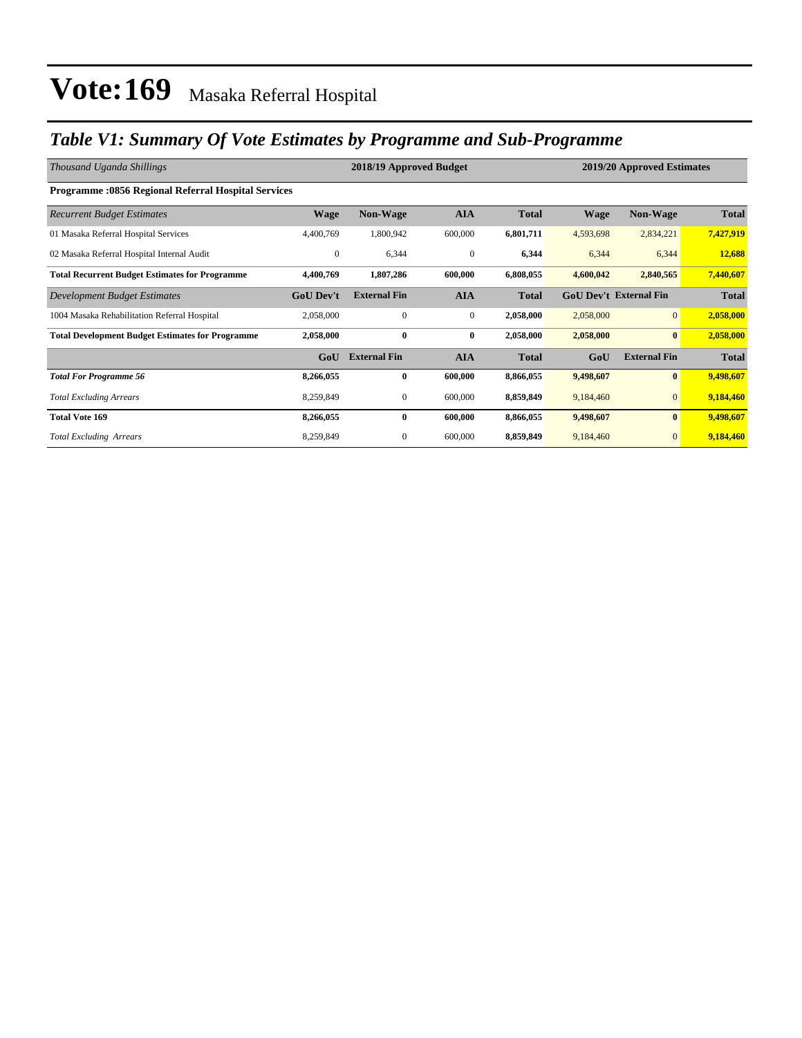# Vote:169 Masaka Referral Hospital

## *Table V1: Summary Of Vote Estimates by Programme and Sub-Programme*

| *Thousand Uganda Shillings* | 2018/19 Approved Budget | | | | 2019/20 Approved Estimates | | |
|---|---|---|---|---|---|---|---|
| **Programme :0856 Regional Referral Hospital Services** | | | | | | | |
| *Recurrent Budget Estimates* | **Wage** | **Non-Wage** | **AIA** | **Total** | **Wage** | **Non-Wage** | **Total** |
| 01 Masaka Referral Hospital Services | 4,400,769 | 1,800,942 | 600,000 | **6,801,711** | 4,593,698 | 2,834,221 | **7,427,919** |
| 02 Masaka Referral Hospital Internal Audit | 0 | 6,344 | 0 | **6,344** | 6,344 | 6,344 | **12,688** |
| **Total Recurrent Budget Estimates for Programme** | **4,400,769** | **1,807,286** | **600,000** | **6,808,055** | **4,600,042** | **2,840,565** | **7,440,607** |
| *Development Budget Estimates* | **GoU Dev't** | **External Fin** | **AIA** | **Total** | **GoU Dev't** | **External Fin** | **Total** |
| 1004 Masaka Rehabilitation Referral Hospital | 2,058,000 | 0 | 0 | **2,058,000** | 2,058,000 | 0 | **2,058,000** |
| **Total Development Budget Estimates for Programme** | **2,058,000** | **0** | **0** | **2,058,000** | **2,058,000** | **0** | **2,058,000** |
| | **GoU** | **External Fin** | **AIA** | **Total** | **GoU** | **External Fin** | **Total** |
| ***Total For Programme 56*** | **8,266,055** | **0** | **600,000** | **8,866,055** | **9,498,607** | **0** | **9,498,607** |
| *Total Excluding Arrears* | 8,259,849 | 0 | 600,000 | **8,859,849** | 9,184,460 | 0 | **9,184,460** |
| **Total Vote 169** | **8,266,055** | **0** | **600,000** | **8,866,055** | **9,498,607** | **0** | **9,498,607** |
| *Total Excluding Arrears* | 8,259,849 | 0 | 600,000 | **8,859,849** | 9,184,460 | 0 | **9,184,460** |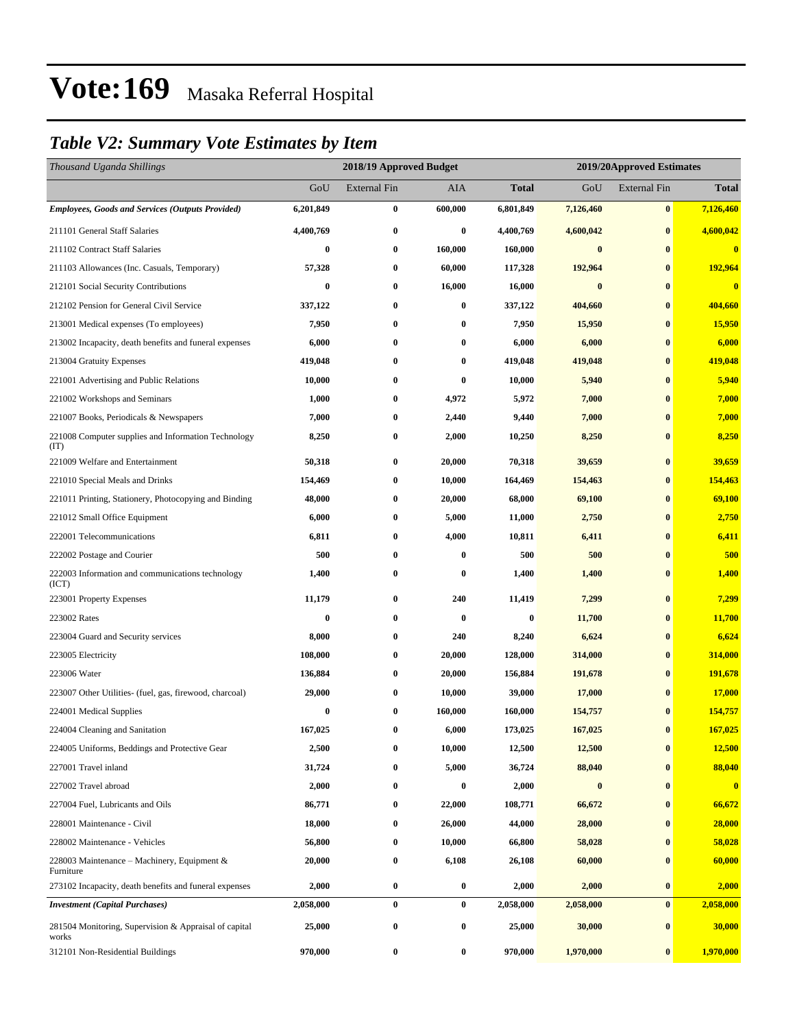# Vote:169 Masaka Referral Hospital

## *Table V2: Summary Vote Estimates by Item*

| *Thousand Uganda Shillings* | 2018/19 Approved Budget | | | | 2019/20Approved Estimates | | |
|---|---|---|---|---|---|---|---|
| | GoU | External Fin | AIA | **Total** | GoU | External Fin | **Total** |
| ***Employees, Goods and Services (Outputs Provided)*** | **6,201,849** | **0** | **600,000** | **6,801,849** | **7,126,460** | **0** | **7,126,460** |
| 211101 General Staff Salaries | **4,400,769** | **0** | **0** | **4,400,769** | **4,600,042** | **0** | **4,600,042** |
| 211102 Contract Staff Salaries | **0** | **0** | **160,000** | **160,000** | **0** | **0** | **0** |
| 211103 Allowances (Inc. Casuals, Temporary) | **57,328** | **0** | **60,000** | **117,328** | **192,964** | **0** | **192,964** |
| 212101 Social Security Contributions | **0** | **0** | **16,000** | **16,000** | **0** | **0** | **0** |
| 212102 Pension for General Civil Service | **337,122** | **0** | **0** | **337,122** | **404,660** | **0** | **404,660** |
| 213001 Medical expenses (To employees) | **7,950** | **0** | **0** | **7,950** | **15,950** | **0** | **15,950** |
| 213002 Incapacity, death benefits and funeral expenses | **6,000** | **0** | **0** | **6,000** | **6,000** | **0** | **6,000** |
| 213004 Gratuity Expenses | **419,048** | **0** | **0** | **419,048** | **419,048** | **0** | **419,048** |
| 221001 Advertising and Public Relations | **10,000** | **0** | **0** | **10,000** | **5,940** | **0** | **5,940** |
| 221002 Workshops and Seminars | **1,000** | **0** | **4,972** | **5,972** | **7,000** | **0** | **7,000** |
| 221007 Books, Periodicals & Newspapers | **7,000** | **0** | **2,440** | **9,440** | **7,000** | **0** | **7,000** |
| 221008 Computer supplies and Information Technology (IT) | **8,250** | **0** | **2,000** | **10,250** | **8,250** | **0** | **8,250** |
| 221009 Welfare and Entertainment | **50,318** | **0** | **20,000** | **70,318** | **39,659** | **0** | **39,659** |
| 221010 Special Meals and Drinks | **154,469** | **0** | **10,000** | **164,469** | **154,463** | **0** | **154,463** |
| 221011 Printing, Stationery, Photocopying and Binding | **48,000** | **0** | **20,000** | **68,000** | **69,100** | **0** | **69,100** |
| 221012 Small Office Equipment | **6,000** | **0** | **5,000** | **11,000** | **2,750** | **0** | **2,750** |
| 222001 Telecommunications | **6,811** | **0** | **4,000** | **10,811** | **6,411** | **0** | **6,411** |
| 222002 Postage and Courier | **500** | **0** | **0** | **500** | **500** | **0** | **500** |
| 222003 Information and communications technology (ICT) | **1,400** | **0** | **0** | **1,400** | **1,400** | **0** | **1,400** |
| 223001 Property Expenses | **11,179** | **0** | **240** | **11,419** | **7,299** | **0** | **7,299** |
| 223002 Rates | **0** | **0** | **0** | **0** | **11,700** | **0** | **11,700** |
| 223004 Guard and Security services | **8,000** | **0** | **240** | **8,240** | **6,624** | **0** | **6,624** |
| 223005 Electricity | **108,000** | **0** | **20,000** | **128,000** | **314,000** | **0** | **314,000** |
| 223006 Water | **136,884** | **0** | **20,000** | **156,884** | **191,678** | **0** | **191,678** |
| 223007 Other Utilities- (fuel, gas, firewood, charcoal) | **29,000** | **0** | **10,000** | **39,000** | **17,000** | **0** | **17,000** |
| 224001 Medical Supplies | **0** | **0** | **160,000** | **160,000** | **154,757** | **0** | **154,757** |
| 224004 Cleaning and Sanitation | **167,025** | **0** | **6,000** | **173,025** | **167,025** | **0** | **167,025** |
| 224005 Uniforms, Beddings and Protective Gear | **2,500** | **0** | **10,000** | **12,500** | **12,500** | **0** | **12,500** |
| 227001 Travel inland | **31,724** | **0** | **5,000** | **36,724** | **88,040** | **0** | **88,040** |
| 227002 Travel abroad | **2,000** | **0** | **0** | **2,000** | **0** | **0** | **0** |
| 227004 Fuel, Lubricants and Oils | **86,771** | **0** | **22,000** | **108,771** | **66,672** | **0** | **66,672** |
| 228001 Maintenance - Civil | **18,000** | **0** | **26,000** | **44,000** | **28,000** | **0** | **28,000** |
| 228002 Maintenance - Vehicles | **56,800** | **0** | **10,000** | **66,800** | **58,028** | **0** | **58,028** |
| 228003 Maintenance – Machinery, Equipment & Furniture | **20,000** | **0** | **6,108** | **26,108** | **60,000** | **0** | **60,000** |
| 273102 Incapacity, death benefits and funeral expenses | **2,000** | **0** | **0** | **2,000** | **2,000** | **0** | **2,000** |
| ***Investment (Capital Purchases)*** | **2,058,000** | **0** | **0** | **2,058,000** | **2,058,000** | **0** | **2,058,000** |
| 281504 Monitoring, Supervision & Appraisal of capital works | **25,000** | **0** | **0** | **25,000** | **30,000** | **0** | **30,000** |
| 312101 Non-Residential Buildings | **970,000** | **0** | **0** | **970,000** | **1,970,000** | **0** | **1,970,000** |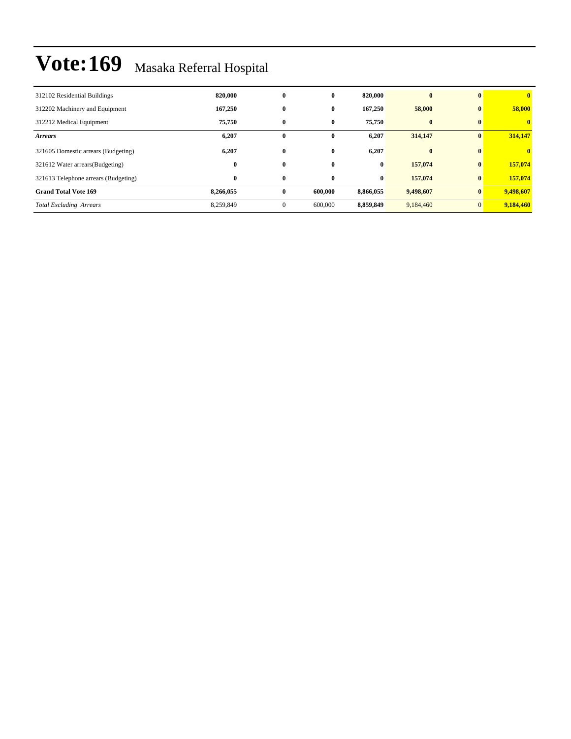# Vote:169 Masaka Referral Hospital

| | | | | | | | |
|---|---|---|---|---|---|---|---|
| 312102 Residential Buildings | **820,000** | **0** | **0** | **820,000** | **0** | **0** | **0** |
| 312202 Machinery and Equipment | **167,250** | **0** | **0** | **167,250** | **58,000** | **0** | **58,000** |
| 312212 Medical Equipment | **75,750** | **0** | **0** | **75,750** | **0** | **0** | **0** |
| ***Arrears*** | **6,207** | **0** | **0** | **6,207** | **314,147** | **0** | **314,147** |
| 321605 Domestic arrears (Budgeting) | **6,207** | **0** | **0** | **6,207** | **0** | **0** | **0** |
| 321612 Water arrears(Budgeting) | **0** | **0** | **0** | **0** | **157,074** | **0** | **157,074** |
| 321613 Telephone arrears (Budgeting) | **0** | **0** | **0** | **0** | **157,074** | **0** | **157,074** |
| **Grand Total Vote 169** | **8,266,055** | **0** | **600,000** | **8,866,055** | **9,498,607** | **0** | **9,498,607** |
| *Total Excluding Arrears* | 8,259,849 | 0 | 600,000 | **8,859,849** | 9,184,460 | 0 | **9,184,460** |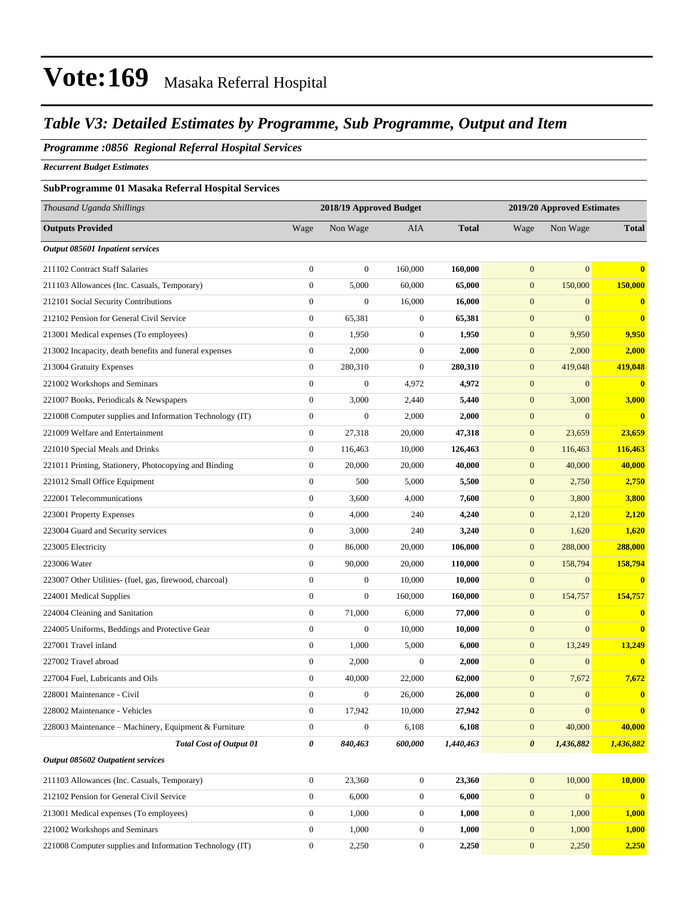# Vote:169 Masaka Referral Hospital

## *Table V3: Detailed Estimates by Programme, Sub Programme, Output and Item*

***Programme :0856 Regional Referral Hospital Services***

***Recurrent Budget Estimates***

**SubProgramme 01 Masaka Referral Hospital Services**

| *Thousand Uganda Shillings* | 2018/19 Approved Budget | | | | 2019/20 Approved Estimates | | |
|---|---|---|---|---|---|---|---|
| **Outputs Provided** | Wage | Non Wage | AIA | **Total** | Wage | Non Wage | **Total** |
| ***Output 085601 Inpatient services*** | | | | | | | |
| 211102 Contract Staff Salaries | 0 | 0 | 160,000 | **160,000** | 0 | 0 | **0** |
| 211103 Allowances (Inc. Casuals, Temporary) | 0 | 5,000 | 60,000 | **65,000** | 0 | 150,000 | **150,000** |
| 212101 Social Security Contributions | 0 | 0 | 16,000 | **16,000** | 0 | 0 | **0** |
| 212102 Pension for General Civil Service | 0 | 65,381 | 0 | **65,381** | 0 | 0 | **0** |
| 213001 Medical expenses (To employees) | 0 | 1,950 | 0 | **1,950** | 0 | 9,950 | **9,950** |
| 213002 Incapacity, death benefits and funeral expenses | 0 | 2,000 | 0 | **2,000** | 0 | 2,000 | **2,000** |
| 213004 Gratuity Expenses | 0 | 280,310 | 0 | **280,310** | 0 | 419,048 | **419,048** |
| 221002 Workshops and Seminars | 0 | 0 | 4,972 | **4,972** | 0 | 0 | **0** |
| 221007 Books, Periodicals & Newspapers | 0 | 3,000 | 2,440 | **5,440** | 0 | 3,000 | **3,000** |
| 221008 Computer supplies and Information Technology (IT) | 0 | 0 | 2,000 | **2,000** | 0 | 0 | **0** |
| 221009 Welfare and Entertainment | 0 | 27,318 | 20,000 | **47,318** | 0 | 23,659 | **23,659** |
| 221010 Special Meals and Drinks | 0 | 116,463 | 10,000 | **126,463** | 0 | 116,463 | **116,463** |
| 221011 Printing, Stationery, Photocopying and Binding | 0 | 20,000 | 20,000 | **40,000** | 0 | 40,000 | **40,000** |
| 221012 Small Office Equipment | 0 | 500 | 5,000 | **5,500** | 0 | 2,750 | **2,750** |
| 222001 Telecommunications | 0 | 3,600 | 4,000 | **7,600** | 0 | 3,800 | **3,800** |
| 223001 Property Expenses | 0 | 4,000 | 240 | **4,240** | 0 | 2,120 | **2,120** |
| 223004 Guard and Security services | 0 | 3,000 | 240 | **3,240** | 0 | 1,620 | **1,620** |
| 223005 Electricity | 0 | 86,000 | 20,000 | **106,000** | 0 | 288,000 | **288,000** |
| 223006 Water | 0 | 90,000 | 20,000 | **110,000** | 0 | 158,794 | **158,794** |
| 223007 Other Utilities- (fuel, gas, firewood, charcoal) | 0 | 0 | 10,000 | **10,000** | 0 | 0 | **0** |
| 224001 Medical Supplies | 0 | 0 | 160,000 | **160,000** | 0 | 154,757 | **154,757** |
| 224004 Cleaning and Sanitation | 0 | 71,000 | 6,000 | **77,000** | 0 | 0 | **0** |
| 224005 Uniforms, Beddings and Protective Gear | 0 | 0 | 10,000 | **10,000** | 0 | 0 | **0** |
| 227001 Travel inland | 0 | 1,000 | 5,000 | **6,000** | 0 | 13,249 | **13,249** |
| 227002 Travel abroad | 0 | 2,000 | 0 | **2,000** | 0 | 0 | **0** |
| 227004 Fuel, Lubricants and Oils | 0 | 40,000 | 22,000 | **62,000** | 0 | 7,672 | **7,672** |
| 228001 Maintenance - Civil | 0 | 0 | 26,000 | **26,000** | 0 | 0 | **0** |
| 228002 Maintenance - Vehicles | 0 | 17,942 | 10,000 | **27,942** | 0 | 0 | **0** |
| 228003 Maintenance – Machinery, Equipment & Furniture | 0 | 0 | 6,108 | **6,108** | 0 | 40,000 | **40,000** |
| ***Total Cost of Output 01*** | ***0*** | ***840,463*** | ***600,000*** | ***1,440,463*** | ***0*** | ***1,436,882*** | ***1,436,882*** |
| ***Output 085602 Outpatient services*** | | | | | | | |
| 211103 Allowances (Inc. Casuals, Temporary) | 0 | 23,360 | 0 | **23,360** | 0 | 10,000 | **10,000** |
| 212102 Pension for General Civil Service | 0 | 6,000 | 0 | **6,000** | 0 | 0 | **0** |
| 213001 Medical expenses (To employees) | 0 | 1,000 | 0 | **1,000** | 0 | 1,000 | **1,000** |
| 221002 Workshops and Seminars | 0 | 1,000 | 0 | **1,000** | 0 | 1,000 | **1,000** |
| 221008 Computer supplies and Information Technology (IT) | 0 | 2,250 | 0 | **2,250** | 0 | 2,250 | **2,250** |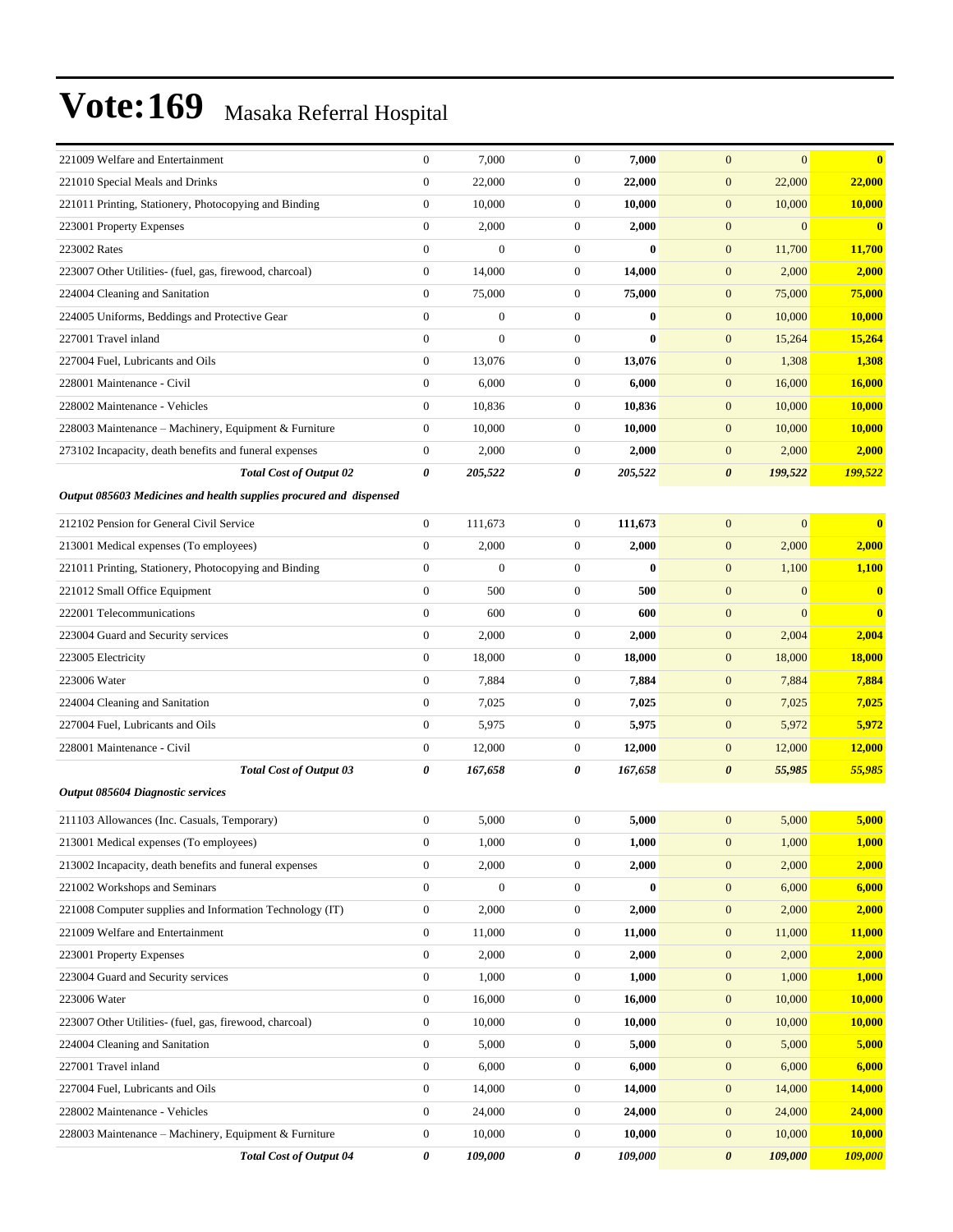| | | | | | | |
|---|---|---|---|---|---|---|
| 221009 Welfare and Entertainment | 0 | 7,000 | 0 | **7,000** | 0 | 0 | **0** |
| 221010 Special Meals and Drinks | 0 | 22,000 | 0 | **22,000** | 0 | 22,000 | **22,000** |
| 221011 Printing, Stationery, Photocopying and Binding | 0 | 10,000 | 0 | **10,000** | 0 | 10,000 | **10,000** |
| 223001 Property Expenses | 0 | 2,000 | 0 | **2,000** | 0 | 0 | **0** |
| 223002 Rates | 0 | 0 | 0 | **0** | 0 | 11,700 | **11,700** |
| 223007 Other Utilities- (fuel, gas, firewood, charcoal) | 0 | 14,000 | 0 | **14,000** | 0 | 2,000 | **2,000** |
| 224004 Cleaning and Sanitation | 0 | 75,000 | 0 | **75,000** | 0 | 75,000 | **75,000** |
| 224005 Uniforms, Beddings and Protective Gear | 0 | 0 | 0 | **0** | 0 | 10,000 | **10,000** |
| 227001 Travel inland | 0 | 0 | 0 | **0** | 0 | 15,264 | **15,264** |
| 227004 Fuel, Lubricants and Oils | 0 | 13,076 | 0 | **13,076** | 0 | 1,308 | **1,308** |
| 228001 Maintenance - Civil | 0 | 6,000 | 0 | **6,000** | 0 | 16,000 | **16,000** |
| 228002 Maintenance - Vehicles | 0 | 10,836 | 0 | **10,836** | 0 | 10,000 | **10,000** |
| 228003 Maintenance – Machinery, Equipment & Furniture | 0 | 10,000 | 0 | **10,000** | 0 | 10,000 | **10,000** |
| 273102 Incapacity, death benefits and funeral expenses | 0 | 2,000 | 0 | **2,000** | 0 | 2,000 | **2,000** |
| ***Total Cost of Output 02*** | ***0*** | ***205,522*** | ***0*** | ***205,522*** | ***0*** | ***199,522*** | ***199,522*** |
| ***Output 085603 Medicines and health supplies procured and dispensed*** | | | | | | | |
| 212102 Pension for General Civil Service | 0 | 111,673 | 0 | **111,673** | 0 | 0 | **0** |
| 213001 Medical expenses (To employees) | 0 | 2,000 | 0 | **2,000** | 0 | 2,000 | **2,000** |
| 221011 Printing, Stationery, Photocopying and Binding | 0 | 0 | 0 | **0** | 0 | 1,100 | **1,100** |
| 221012 Small Office Equipment | 0 | 500 | 0 | **500** | 0 | 0 | **0** |
| 222001 Telecommunications | 0 | 600 | 0 | **600** | 0 | 0 | **0** |
| 223004 Guard and Security services | 0 | 2,000 | 0 | **2,000** | 0 | 2,004 | **2,004** |
| 223005 Electricity | 0 | 18,000 | 0 | **18,000** | 0 | 18,000 | **18,000** |
| 223006 Water | 0 | 7,884 | 0 | **7,884** | 0 | 7,884 | **7,884** |
| 224004 Cleaning and Sanitation | 0 | 7,025 | 0 | **7,025** | 0 | 7,025 | **7,025** |
| 227004 Fuel, Lubricants and Oils | 0 | 5,975 | 0 | **5,975** | 0 | 5,972 | **5,972** |
| 228001 Maintenance - Civil | 0 | 12,000 | 0 | **12,000** | 0 | 12,000 | **12,000** |
| ***Total Cost of Output 03*** | ***0*** | ***167,658*** | ***0*** | ***167,658*** | ***0*** | ***55,985*** | ***55,985*** |
| ***Output 085604 Diagnostic services*** | | | | | | | |
| 211103 Allowances (Inc. Casuals, Temporary) | 0 | 5,000 | 0 | **5,000** | 0 | 5,000 | **5,000** |
| 213001 Medical expenses (To employees) | 0 | 1,000 | 0 | **1,000** | 0 | 1,000 | **1,000** |
| 213002 Incapacity, death benefits and funeral expenses | 0 | 2,000 | 0 | **2,000** | 0 | 2,000 | **2,000** |
| 221002 Workshops and Seminars | 0 | 0 | 0 | **0** | 0 | 6,000 | **6,000** |
| 221008 Computer supplies and Information Technology (IT) | 0 | 2,000 | 0 | **2,000** | 0 | 2,000 | **2,000** |
| 221009 Welfare and Entertainment | 0 | 11,000 | 0 | **11,000** | 0 | 11,000 | **11,000** |
| 223001 Property Expenses | 0 | 2,000 | 0 | **2,000** | 0 | 2,000 | **2,000** |
| 223004 Guard and Security services | 0 | 1,000 | 0 | **1,000** | 0 | 1,000 | **1,000** |
| 223006 Water | 0 | 16,000 | 0 | **16,000** | 0 | 10,000 | **10,000** |
| 223007 Other Utilities- (fuel, gas, firewood, charcoal) | 0 | 10,000 | 0 | **10,000** | 0 | 10,000 | **10,000** |
| 224004 Cleaning and Sanitation | 0 | 5,000 | 0 | **5,000** | 0 | 5,000 | **5,000** |
| 227001 Travel inland | 0 | 6,000 | 0 | **6,000** | 0 | 6,000 | **6,000** |
| 227004 Fuel, Lubricants and Oils | 0 | 14,000 | 0 | **14,000** | 0 | 14,000 | **14,000** |
| 228002 Maintenance - Vehicles | 0 | 24,000 | 0 | **24,000** | 0 | 24,000 | **24,000** |
| 228003 Maintenance – Machinery, Equipment & Furniture | 0 | 10,000 | 0 | **10,000** | 0 | 10,000 | **10,000** |
| ***Total Cost of Output 04*** | ***0*** | ***109,000*** | ***0*** | ***109,000*** | ***0*** | ***109,000*** | ***109,000*** |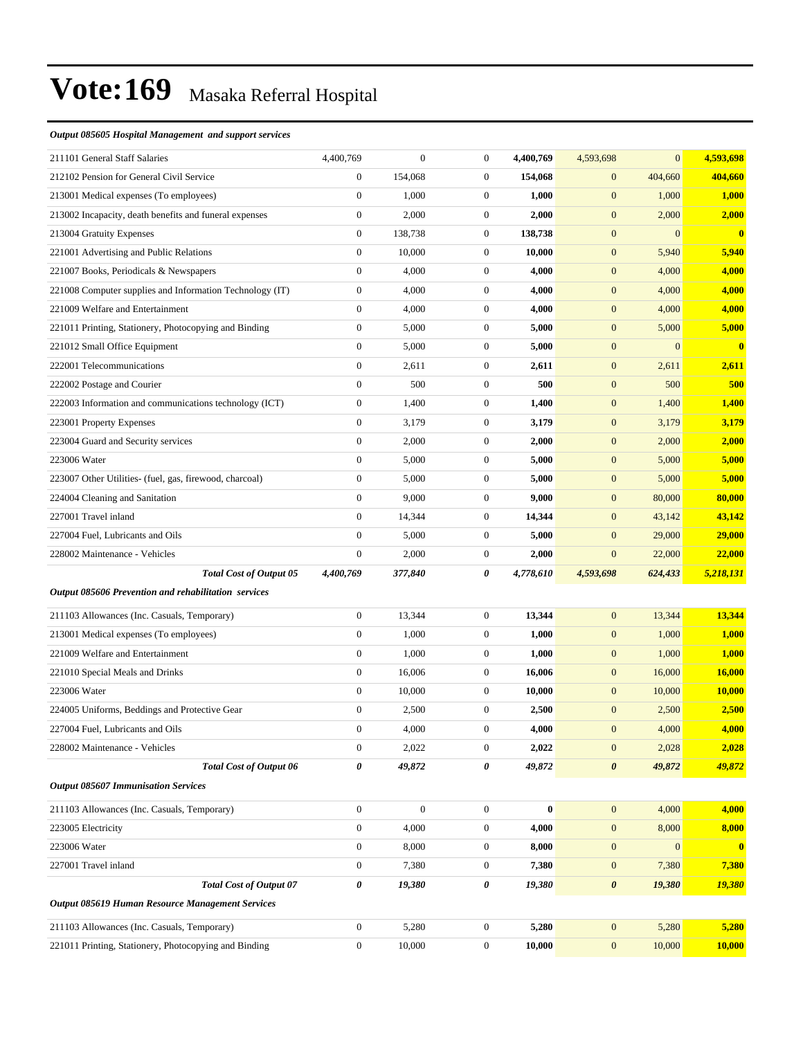# Vote:169 Masaka Referral Hospital

***Output 085605 Hospital Management and support services***

| | | | | | | | |
|---|---|---|---|---|---|---|---|
| 211101 General Staff Salaries | 4,400,769 | 0 | 0 | **4,400,769** | 4,593,698 | 0 | **4,593,698** |
| 212102 Pension for General Civil Service | 0 | 154,068 | 0 | **154,068** | 0 | 404,660 | **404,660** |
| 213001 Medical expenses (To employees) | 0 | 1,000 | 0 | **1,000** | 0 | 1,000 | **1,000** |
| 213002 Incapacity, death benefits and funeral expenses | 0 | 2,000 | 0 | **2,000** | 0 | 2,000 | **2,000** |
| 213004 Gratuity Expenses | 0 | 138,738 | 0 | **138,738** | 0 | 0 | **0** |
| 221001 Advertising and Public Relations | 0 | 10,000 | 0 | **10,000** | 0 | 5,940 | **5,940** |
| 221007 Books, Periodicals & Newspapers | 0 | 4,000 | 0 | **4,000** | 0 | 4,000 | **4,000** |
| 221008 Computer supplies and Information Technology (IT) | 0 | 4,000 | 0 | **4,000** | 0 | 4,000 | **4,000** |
| 221009 Welfare and Entertainment | 0 | 4,000 | 0 | **4,000** | 0 | 4,000 | **4,000** |
| 221011 Printing, Stationery, Photocopying and Binding | 0 | 5,000 | 0 | **5,000** | 0 | 5,000 | **5,000** |
| 221012 Small Office Equipment | 0 | 5,000 | 0 | **5,000** | 0 | 0 | **0** |
| 222001 Telecommunications | 0 | 2,611 | 0 | **2,611** | 0 | 2,611 | **2,611** |
| 222002 Postage and Courier | 0 | 500 | 0 | **500** | 0 | 500 | **500** |
| 222003 Information and communications technology (ICT) | 0 | 1,400 | 0 | **1,400** | 0 | 1,400 | **1,400** |
| 223001 Property Expenses | 0 | 3,179 | 0 | **3,179** | 0 | 3,179 | **3,179** |
| 223004 Guard and Security services | 0 | 2,000 | 0 | **2,000** | 0 | 2,000 | **2,000** |
| 223006 Water | 0 | 5,000 | 0 | **5,000** | 0 | 5,000 | **5,000** |
| 223007 Other Utilities- (fuel, gas, firewood, charcoal) | 0 | 5,000 | 0 | **5,000** | 0 | 5,000 | **5,000** |
| 224004 Cleaning and Sanitation | 0 | 9,000 | 0 | **9,000** | 0 | 80,000 | **80,000** |
| 227001 Travel inland | 0 | 14,344 | 0 | **14,344** | 0 | 43,142 | **43,142** |
| 227004 Fuel, Lubricants and Oils | 0 | 5,000 | 0 | **5,000** | 0 | 29,000 | **29,000** |
| 228002 Maintenance - Vehicles | 0 | 2,000 | 0 | **2,000** | 0 | 22,000 | **22,000** |
| ***Total Cost of Output 05*** | ***4,400,769*** | ***377,840*** | ***0*** | ***4,778,610*** | ***4,593,698*** | ***624,433*** | ***5,218,131*** |

***Output 085606 Prevention and rehabilitation services***

| | | | | | | | |
|---|---|---|---|---|---|---|---|
| 211103 Allowances (Inc. Casuals, Temporary) | 0 | 13,344 | 0 | **13,344** | 0 | 13,344 | **13,344** |
| 213001 Medical expenses (To employees) | 0 | 1,000 | 0 | **1,000** | 0 | 1,000 | **1,000** |
| 221009 Welfare and Entertainment | 0 | 1,000 | 0 | **1,000** | 0 | 1,000 | **1,000** |
| 221010 Special Meals and Drinks | 0 | 16,006 | 0 | **16,006** | 0 | 16,000 | **16,000** |
| 223006 Water | 0 | 10,000 | 0 | **10,000** | 0 | 10,000 | **10,000** |
| 224005 Uniforms, Beddings and Protective Gear | 0 | 2,500 | 0 | **2,500** | 0 | 2,500 | **2,500** |
| 227004 Fuel, Lubricants and Oils | 0 | 4,000 | 0 | **4,000** | 0 | 4,000 | **4,000** |
| 228002 Maintenance - Vehicles | 0 | 2,022 | 0 | **2,022** | 0 | 2,028 | **2,028** |
| ***Total Cost of Output 06*** | ***0*** | ***49,872*** | ***0*** | ***49,872*** | ***0*** | ***49,872*** | ***49,872*** |

***Output 085607 Immunisation Services***

| | | | | | | | |
|---|---|---|---|---|---|---|---|
| 211103 Allowances (Inc. Casuals, Temporary) | 0 | 0 | 0 | **0** | 0 | 4,000 | **4,000** |
| 223005 Electricity | 0 | 4,000 | 0 | **4,000** | 0 | 8,000 | **8,000** |
| 223006 Water | 0 | 8,000 | 0 | **8,000** | 0 | 0 | **0** |
| 227001 Travel inland | 0 | 7,380 | 0 | **7,380** | 0 | 7,380 | **7,380** |
| ***Total Cost of Output 07*** | ***0*** | ***19,380*** | ***0*** | ***19,380*** | ***0*** | ***19,380*** | ***19,380*** |

***Output 085619 Human Resource Management Services***

| | | | | | | | |
|---|---|---|---|---|---|---|---|
| 211103 Allowances (Inc. Casuals, Temporary) | 0 | 5,280 | 0 | **5,280** | 0 | 5,280 | **5,280** |
| 221011 Printing, Stationery, Photocopying and Binding | 0 | 10,000 | 0 | **10,000** | 0 | 10,000 | **10,000** |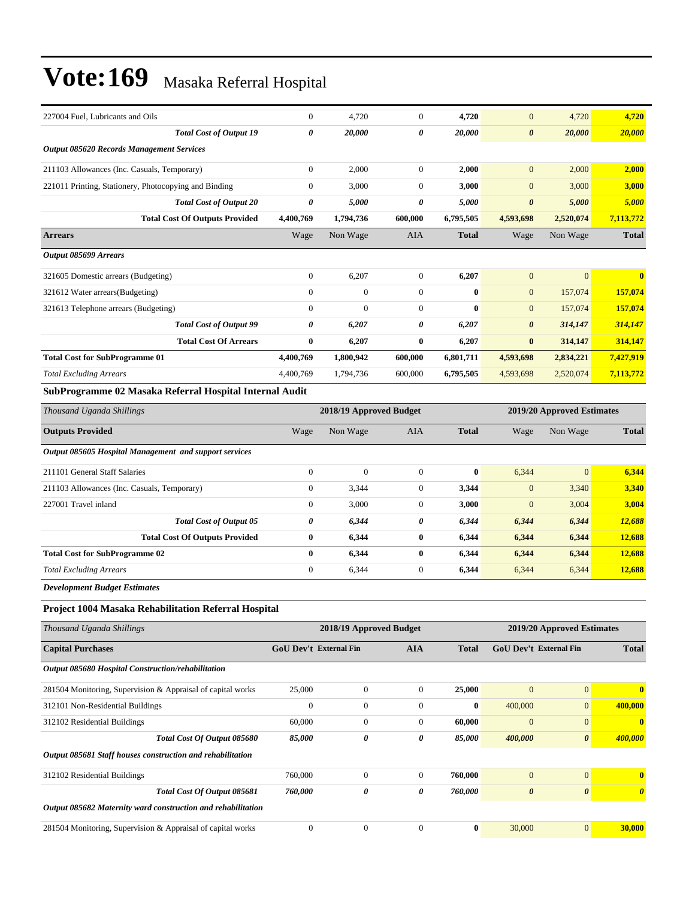# Vote:169 Masaka Referral Hospital

| | | | | | | | |
|---|---|---|---|---|---|---|---|
| 227004 Fuel, Lubricants and Oils | 0 | 4,720 | 0 | **4,720** | 0 | 4,720 | **4,720** |
| ***Total Cost of Output 19*** | ***0*** | ***20,000*** | ***0*** | ***20,000*** | ***0*** | ***20,000*** | ***20,000*** |
| ***Output 085620 Records Management Services*** | | | | | | | |
| 211103 Allowances (Inc. Casuals, Temporary) | 0 | 2,000 | 0 | **2,000** | 0 | 2,000 | **2,000** |
| 221011 Printing, Stationery, Photocopying and Binding | 0 | 3,000 | 0 | **3,000** | 0 | 3,000 | **3,000** |
| ***Total Cost of Output 20*** | ***0*** | ***5,000*** | ***0*** | ***5,000*** | ***0*** | ***5,000*** | ***5,000*** |
| **Total Cost Of Outputs Provided** | **4,400,769** | **1,794,736** | **600,000** | **6,795,505** | **4,593,698** | **2,520,074** | **7,113,772** |
| **Arrears** | Wage | Non Wage | AIA | **Total** | Wage | Non Wage | **Total** |
| ***Output 085699 Arrears*** | | | | | | | |
| 321605 Domestic arrears (Budgeting) | 0 | 6,207 | 0 | **6,207** | 0 | 0 | **0** |
| 321612 Water arrears(Budgeting) | 0 | 0 | 0 | **0** | 0 | 157,074 | **157,074** |
| 321613 Telephone arrears (Budgeting) | 0 | 0 | 0 | **0** | 0 | 157,074 | **157,074** |
| ***Total Cost of Output 99*** | ***0*** | ***6,207*** | ***0*** | ***6,207*** | ***0*** | ***314,147*** | ***314,147*** |
| **Total Cost Of Arrears** | **0** | **6,207** | **0** | **6,207** | **0** | **314,147** | **314,147** |
| **Total Cost for SubProgramme 01** | **4,400,769** | **1,800,942** | **600,000** | **6,801,711** | **4,593,698** | **2,834,221** | **7,427,919** |
| *Total Excluding Arrears* | 4,400,769 | 1,794,736 | 600,000 | **6,795,505** | 4,593,698 | 2,520,074 | **7,113,772** |

### SubProgramme 02 Masaka Referral Hospital Internal Audit

| *Thousand Uganda Shillings* | 2018/19 Approved Budget | | | | 2019/20 Approved Estimates | | |
|---|---|---|---|---|---|---|---|
| **Outputs Provided** | Wage | Non Wage | AIA | **Total** | Wage | Non Wage | **Total** |
| ***Output 085605 Hospital Management and support services*** | | | | | | | |
| 211101 General Staff Salaries | 0 | 0 | 0 | **0** | 6,344 | 0 | **6,344** |
| 211103 Allowances (Inc. Casuals, Temporary) | 0 | 3,344 | 0 | **3,344** | 0 | 3,340 | **3,340** |
| 227001 Travel inland | 0 | 3,000 | 0 | **3,000** | 0 | 3,004 | **3,004** |
| ***Total Cost of Output 05*** | ***0*** | ***6,344*** | ***0*** | ***6,344*** | ***6,344*** | ***6,344*** | ***12,688*** |
| **Total Cost Of Outputs Provided** | **0** | **6,344** | **0** | **6,344** | **6,344** | **6,344** | **12,688** |
| **Total Cost for SubProgramme 02** | **0** | **6,344** | **0** | **6,344** | **6,344** | **6,344** | **12,688** |
| *Total Excluding Arrears* | 0 | 6,344 | 0 | **6,344** | 6,344 | 6,344 | **12,688** |

***Development Budget Estimates***

### Project 1004 Masaka Rehabilitation Referral Hospital

| *Thousand Uganda Shillings* | 2018/19 Approved Budget | | | | 2019/20 Approved Estimates | | |
|---|---|---|---|---|---|---|---|
| **Capital Purchases** | **GoU Dev't** | **External Fin** | **AIA** | **Total** | **GoU Dev't** | **External Fin** | **Total** |
| ***Output 085680 Hospital Construction/rehabilitation*** | | | | | | | |
| 281504 Monitoring, Supervision & Appraisal of capital works | 25,000 | 0 | 0 | **25,000** | 0 | 0 | **0** |
| 312101 Non-Residential Buildings | 0 | 0 | 0 | **0** | 400,000 | 0 | **400,000** |
| 312102 Residential Buildings | 60,000 | 0 | 0 | **60,000** | 0 | 0 | **0** |
| ***Total Cost Of Output 085680*** | ***85,000*** | ***0*** | ***0*** | ***85,000*** | ***400,000*** | ***0*** | ***400,000*** |
| ***Output 085681 Staff houses construction and rehabilitation*** | | | | | | | |
| 312102 Residential Buildings | 760,000 | 0 | 0 | **760,000** | 0 | 0 | **0** |
| ***Total Cost Of Output 085681*** | ***760,000*** | ***0*** | ***0*** | ***760,000*** | ***0*** | ***0*** | ***0*** |
| ***Output 085682 Maternity ward construction and rehabilitation*** | | | | | | | |
| 281504 Monitoring, Supervision & Appraisal of capital works | 0 | 0 | 0 | **0** | 30,000 | 0 | **30,000** |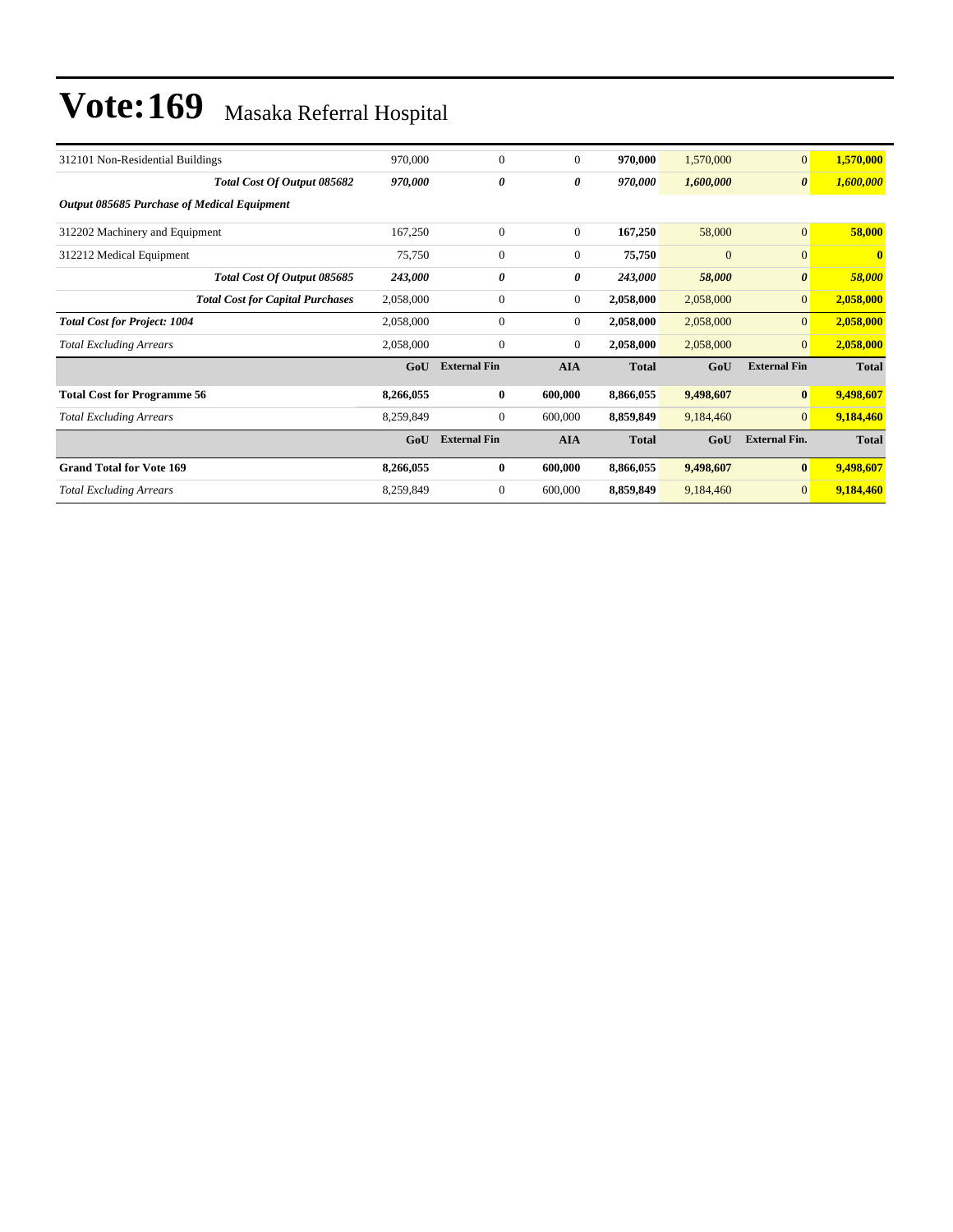／# Vote:169 Masaka Referral Hospital

| | | | | | | | |
|---|---|---|---|---|---|---|---|
| 312101 Non-Residential Buildings | 970,000 | 0 | 0 | **970,000** | 1,570,000 | 0 | **1,570,000** |
| ***Total Cost Of Output 085682*** | ***970,000*** | ***0*** | ***0*** | ***970,000*** | ***1,600,000*** | ***0*** | ***1,600,000*** |
| ***Output 085685 Purchase of Medical Equipment*** | | | | | | | |
| 312202 Machinery and Equipment | 167,250 | 0 | 0 | **167,250** | 58,000 | 0 | **58,000** |
| 312212 Medical Equipment | 75,750 | 0 | 0 | **75,750** | 0 | 0 | **0** |
| ***Total Cost Of Output 085685*** | ***243,000*** | ***0*** | ***0*** | ***243,000*** | ***58,000*** | ***0*** | ***58,000*** |
| ***Total Cost for Capital Purchases*** | 2,058,000 | 0 | 0 | **2,058,000** | 2,058,000 | 0 | **2,058,000** |
| ***Total Cost for Project: 1004*** | 2,058,000 | 0 | 0 | **2,058,000** | 2,058,000 | 0 | **2,058,000** |
| *Total Excluding Arrears* | 2,058,000 | 0 | 0 | **2,058,000** | 2,058,000 | 0 | **2,058,000** |
| | **GoU** | **External Fin** | **AIA** | **Total** | **GoU** | **External Fin** | **Total** |
| **Total Cost for Programme 56** | **8,266,055** | **0** | **600,000** | **8,866,055** | **9,498,607** | **0** | **9,498,607** |
| *Total Excluding Arrears* | 8,259,849 | 0 | 600,000 | **8,859,849** | 9,184,460 | 0 | **9,184,460** |
| | **GoU** | **External Fin** | **AIA** | **Total** | **GoU** | **External Fin.** | **Total** |
| **Grand Total for Vote 169** | **8,266,055** | **0** | **600,000** | **8,866,055** | **9,498,607** | **0** | **9,498,607** |
| *Total Excluding Arrears* | 8,259,849 | 0 | 600,000 | **8,859,849** | 9,184,460 | 0 | **9,184,460** |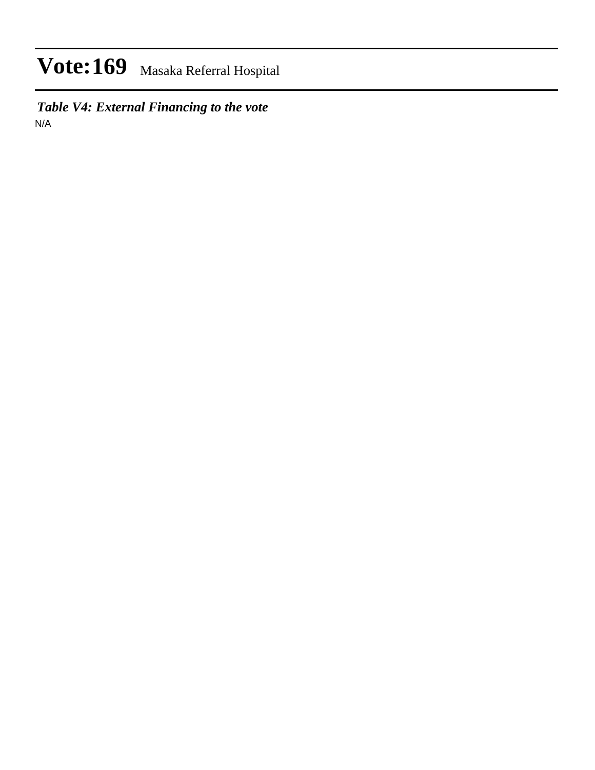# Vote:169 Masaka Referral Hospital

***Table V4: External Financing to the vote***

N/A